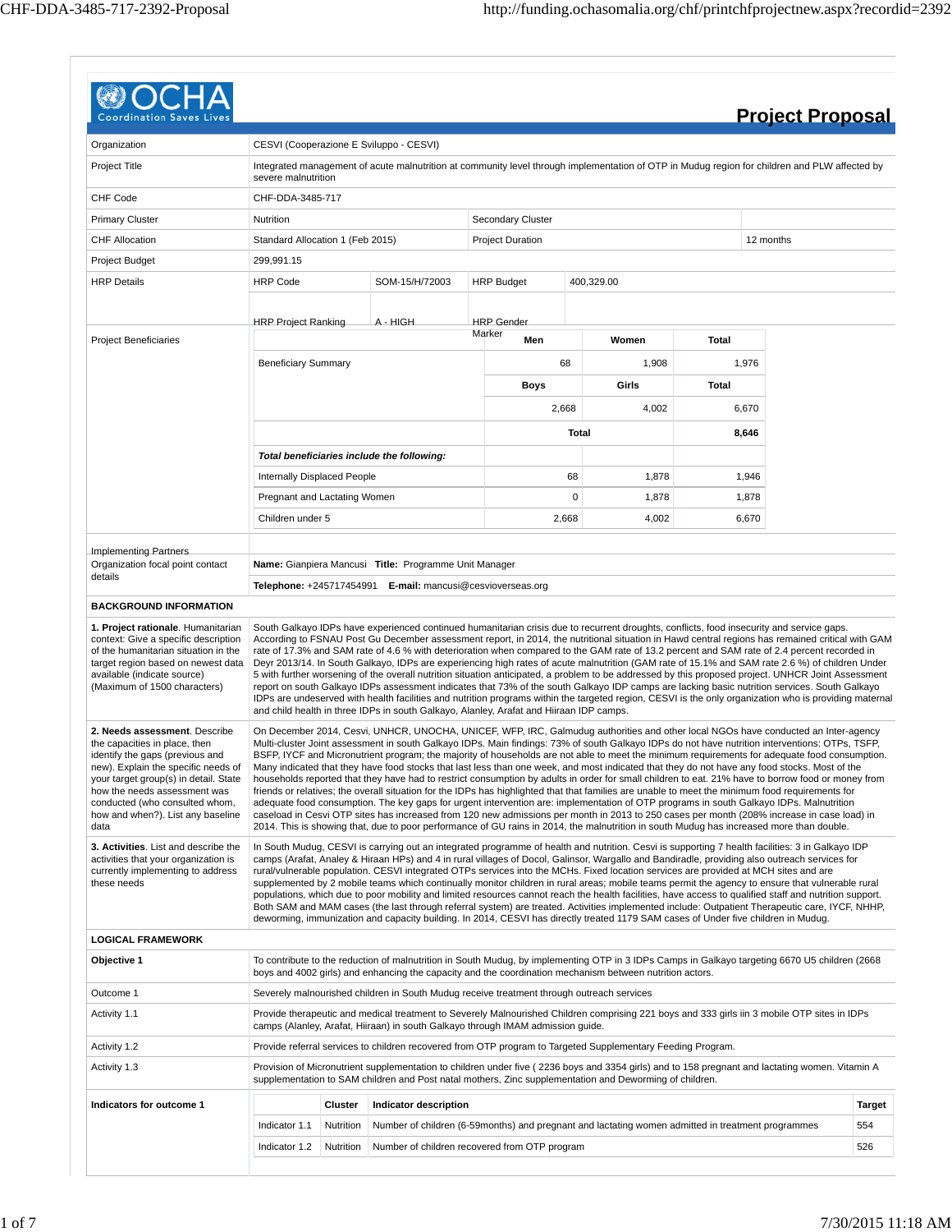# Project Proposal

| | | | | |
|---|---|---|---|---|
| Organization | CESVI (Cooperazione E Sviluppo - CESVI) | | | |
| Project Title | Integrated management of acute malnutrition at community level through implementation of OTP in Mudug region for children and PLW affected by severe malnutrition | | | |
| CHF Code | CHF-DDA-3485-717 | | | |
| Primary Cluster | Nutrition | Secondary Cluster | | |
| CHF Allocation | Standard Allocation 1 (Feb 2015) | Project Duration | 12 months | |
| Project Budget | 299,991.15 | | | |
| HRP Details | HRP Code: SOM-15/H/72003 | HRP Budget: 400,329.00 | | |
| | HRP Project Ranking: A - HIGH | HRP Gender Marker | | |

**Project Beneficiaries**

| | Men | Women | Total |
|---|---|---|---|
| Beneficiary Summary | 68 | 1,908 | 1,976 |
| | **Boys** | **Girls** | **Total** |
| | 2,668 | 4,002 | 6,670 |
| | | **Total** | **8,646** |
| ***Total beneficiaries include the following:*** | | | |
| Internally Displaced People | 68 | 1,878 | 1,946 |
| Pregnant and Lactating Women | 0 | 1,878 | 1,878 |
| Children under 5 | 2,668 | 4,002 | 6,670 |

| | |
|---|---|
| Implementing Partners | |
| Organization focal point contact details | **Name:** Gianpiera Mancusi **Title:** Programme Unit Manager |
| | **Telephone:** +245717454991 **E-mail:** mancusi@cesvioverseas.org |

## BACKGROUND INFORMATION

| | |
|---|---|
| **1. Project rationale**. Humanitarian context: Give a specific description of the humanitarian situation in the target region based on newest data available (indicate source) (Maximum of 1500 characters) | South Galkayo IDPs have experienced continued humanitarian crisis due to recurrent droughts, conflicts, food insecurity and service gaps. According to FSNAU Post Gu December assessment report, in 2014, the nutritional situation in Hawd central regions has remained critical with GAM rate of 17.3% and SAM rate of 4.6 % with deterioration when compared to the GAM rate of 13.2 percent and SAM rate of 2.4 percent recorded in Deyr 2013/14. In South Galkayo, IDPs are experiencing high rates of acute malnutrition (GAM rate of 15.1% and SAM rate 2.6 %) of children Under 5 with further worsening of the overall nutrition situation anticipated, a problem to be addressed by this proposed project. UNHCR Joint Assessment report on south Galkayo IDPs assessment indicates that 73% of the south Galkayo IDP camps are lacking basic nutrition services. South Galkayo IDPs are underserved with health facilities and nutrition programs within the targeted region, CESVI is the only organization who is providing maternal and child health in three IDPs in south Galkayo, Alanley, Arafat and Hiiraan IDP camps. |
| **2. Needs assessment**. Describe the capacities in place, then identify the gaps (previous and new). Explain the specific needs of your target group(s) in detail. State how the needs assessment was conducted (who consulted whom, how and when?). List any baseline data | On December 2014, Cesvi, UNHCR, UNOCHA, UNICEF, WFP, IRC, Galmudug authorities and other local NGOs have conducted an Inter-agency Multi-cluster Joint assessment in south Galkayo IDPs. Main findings: 73% of south Galkayo IDPs do not have nutrition interventions: OTPs, TSFP, BSFP, IYCF and Micronutrient program; the majority of households are not able to meet the minimum requirements for adequate food consumption. Many indicated that they have food stocks that last less than one week, and most indicated that they do not have any food stocks. Most of the households reported that they have had to restrict consumption by adults in order for small children to eat. 21% have to borrow food or money from friends or relatives; the overall situation for the IDPs has highlighted that families are unable to meet the minimum food requirements for adequate food consumption. The key gaps for urgent intervention are: implementation of OTP programs in south Galkayo IDPs. Malnutrition caseload in Cesvi OTP sites has increased from 120 new admissions per month in 2013 to 250 cases per month (208% increase in case load) in 2014. This is showing that, due to poor performance of GU rains in 2014, the malnutrition in south Mudug has increased more than double. |
| **3. Activities**. List and describe the activities that your organization is currently implementing to address these needs | In South Mudug, CESVI is carrying out an integrated programme of health and nutrition. Cesvi is supporting 7 health facilities: 3 in Galkayo IDP camps (Arafat, Analey & Hiraan HPs) and 4 in rural villages of Docol, Galinsor, Wargallo and Bandiradle, providing also outreach services for rural/vulnerable population. CESVI integrated OTPs services into the MCHs. Fixed location services are provided at MCH sites and are supplemented by 2 mobile teams which continually monitor children in rural areas; mobile teams permit the agency to ensure that vulnerable rural populations, which due to poor mobility and limited resources cannot reach the health facilities, have access to qualified staff and nutrition support. Both SAM and MAM cases (the last through referral system) are treated. Activities implemented include: Outpatient Therapeutic care, IYCF, NHHP, deworming, immunization and capacity building. In 2014, CESVI has directly treated 1179 SAM cases of Under five children in Mudug. |

## LOGICAL FRAMEWORK

| | |
|---|---|
| **Objective 1** | To contribute to the reduction of malnutrition in South Mudug, by implementing OTP in 3 IDPs Camps in Galkayo targeting 6670 U5 children (2668 boys and 4002 girls) and enhancing the capacity and the coordination mechanism between nutrition actors. |
| Outcome 1 | Severely malnourished children in South Mudug receive treatment through outreach services |
| Activity 1.1 | Provide therapeutic and medical treatment to Severely Malnourished Children comprising 221 boys and 333 girls iin 3 mobile OTP sites in IDPs camps (Alanley, Arafat, Hiiraan) in south Galkayo through IMAM admission guide. |
| Activity 1.2 | Provide referral services to children recovered from OTP program to Targeted Supplementary Feeding Program. |
| Activity 1.3 | Provision of Micronutrient supplementation to children under five ( 2236 boys and 3354 girls) and to 158 pregnant and lactating women. Vitamin A supplementation to SAM children and Post natal mothers, Zinc supplementation and Deworming of children. |

**Indicators for outcome 1**

| | Cluster | Indicator description | Target |
|---|---|---|---|
| Indicator 1.1 | Nutrition | Number of children (6-59months) and pregnant and lactating women admitted in treatment programmes | 554 |
| Indicator 1.2 | Nutrition | Number of children recovered from OTP program | 526 |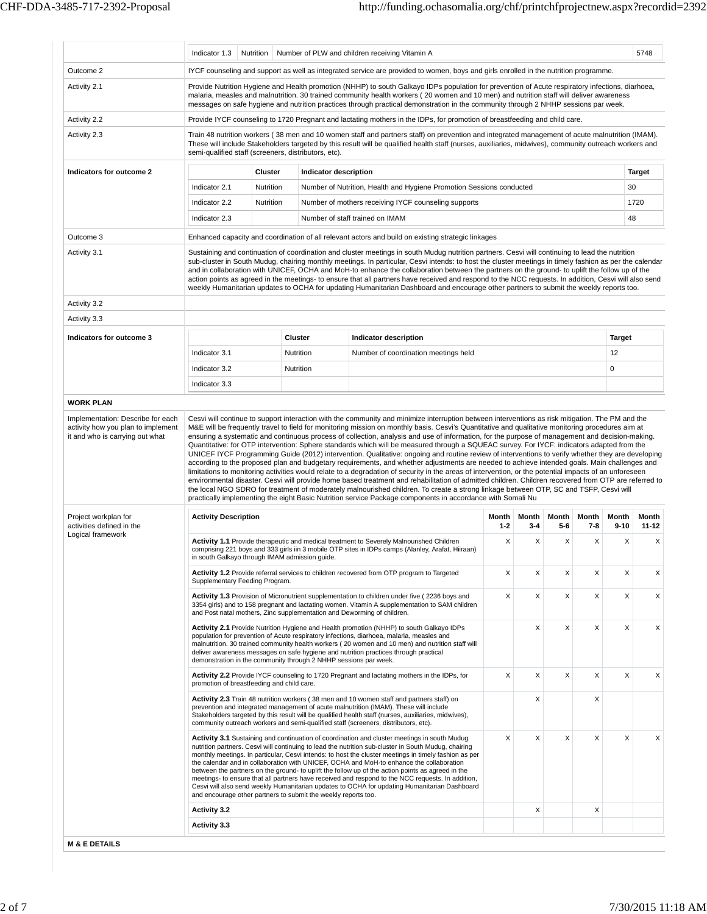| | | | | |
|---|---|---|---|---|
| | Indicator 1.3 | Nutrition | Number of PLW and children receiving Vitamin A | 5748 |

| | |
|---|---|
| Outcome 2 | IYCF counseling and support as well as integrated service are provided to women, boys and girls enrolled in the nutrition programme. |
| Activity 2.1 | Provide Nutrition Hygiene and Health promotion (NHHP) to south Galkayo IDPs population for prevention of Acute respiratory infections, diarhoea, malaria, measles and malnutrition. 30 trained community health workers ( 20 women and 10 men) and nutrition staff will deliver awareness messages on safe hygiene and nutrition practices through practical demonstration in the community through 2 NHHP sessions par week. |
| Activity 2.2 | Provide IYCF counseling to 1720 Pregnant and lactating mothers in the IDPs, for promotion of breastfeeding and child care. |
| Activity 2.3 | Train 48 nutrition workers ( 38 men and 10 women staff and partners staff) on prevention and integrated management of acute malnutrition (IMAM). These will include Stakeholders targeted by this result will be qualified health staff (nurses, auxiliaries, midwives), community outreach workers and semi-qualified staff (screeners, distributors, etc). |

**Indicators for outcome 2**

| | Cluster | Indicator description | Target |
|---|---|---|---|
| Indicator 2.1 | Nutrition | Number of Nutrition, Health and Hygiene Promotion Sessions conducted | 30 |
| Indicator 2.2 | Nutrition | Number of mothers receiving IYCF counseling supports | 1720 |
| Indicator 2.3 | | Number of staff trained on IMAM | 48 |

| | |
|---|---|
| Outcome 3 | Enhanced capacity and coordination of all relevant actors and build on existing strategic linkages |
| Activity 3.1 | Sustaining and continuation of coordination and cluster meetings in south Mudug nutrition partners. Cesvi will continuing to lead the nutrition sub-cluster in South Mudug, chairing monthly meetings. In particular, Cesvi intends: to host the cluster meetings in timely fashion as per the calendar and in collaboration with UNICEF, OCHA and MoH-to enhance the collaboration between the partners on the ground- to uplift the follow up of the action points as agreed in the meetings- to ensure that all partners have received and respond to the NCC requests. In addition, Cesvi will also send weekly Humanitarian updates to OCHA for updating Humanitarian Dashboard and encourage other partners to submit the weekly reports too. |
| Activity 3.2 | |
| Activity 3.3 | |

**Indicators for outcome 3**

| | Cluster | Indicator description | Target |
|---|---|---|---|
| Indicator 3.1 | Nutrition | Number of coordination meetings held | 12 |
| Indicator 3.2 | Nutrition | | 0 |
| Indicator 3.3 | | | |

**WORK PLAN**

**Implementation: Describe for each activity how you plan to implement it and who is carrying out what**

Cesvi will continue to support interaction with the community and minimize interruption between interventions as risk mitigation. The PM and the M&E will be frequently travel to field for monitoring mission on monthly basis. Cesvi's Quantitative and qualitative monitoring procedures aim at ensuring a systematic and continuous process of collection, analysis and use of information, for the purpose of management and decision-making. Quantitative: for OTP intervention: Sphere standards which will be measured through a SQUEAC survey. For IYCF: indicators adapted from the UNICEF IYCF Programming Guide (2012) intervention. Qualitative: ongoing and routine review of interventions to verify whether they are developing according to the proposed plan and budgetary requirements, and whether adjustments are needed to achieve intended goals. Main challenges and limitations to monitoring activities would relate to a degradation of security in the areas of intervention, or the potential impacts of an unforeseen environmental disaster. Cesvi will provide home based treatment and rehabilitation of admitted children. Children recovered from OTP are referred to the local NGO SDRO for treatment of moderately malnourished children. To create a strong linkage between OTP, SC and TSFP, Cesvi will practically implementing the eight Basic Nutrition service Package components in accordance with Somali Nu

**Project workplan for activities defined in the Logical framework**

| Activity Description | Month 1-2 | Month 3-4 | Month 5-6 | Month 7-8 | Month 9-10 | Month 11-12 |
|---|---|---|---|---|---|---|
| **Activity 1.1** Provide therapeutic and medical treatment to Severely Malnourished Children comprising 221 boys and 333 girls iin 3 mobile OTP sites in IDPs camps (Alanley, Arafat, Hiiraan) in south Galkayo through IMAM admission guide. | X | X | X | X | X | X |
| **Activity 1.2** Provide referral services to children recovered from OTP program to Targeted Supplementary Feeding Program. | X | X | X | X | X | X |
| **Activity 1.3** Provision of Micronutrient supplementation to children under five ( 2236 boys and 3354 girls) and to 158 pregnant and lactating women. Vitamin A supplementation to SAM children and Post natal mothers, Zinc supplementation and Deworming of children. | X | X | X | X | X | X |
| **Activity 2.1** Provide Nutrition Hygiene and Health promotion (NHHP) to south Galkayo IDPs population for prevention of Acute respiratory infections, diarhoea, malaria, measles and malnutrition. 30 trained community health workers ( 20 women and 10 men) and nutrition staff will deliver awareness messages on safe hygiene and nutrition practices through practical demonstration in the community through 2 NHHP sessions par week. | | X | X | X | X | X |
| **Activity 2.2** Provide IYCF counseling to 1720 Pregnant and lactating mothers in the IDPs, for promotion of breastfeeding and child care. | X | X | X | X | X | X |
| **Activity 2.3** Train 48 nutrition workers ( 38 men and 10 women staff and partners staff) on prevention and integrated management of acute malnutrition (IMAM). These will include Stakeholders targeted by this result will be qualified health staff (nurses, auxiliaries, midwives), community outreach workers and semi-qualified staff (screeners, distributors, etc). | | X | | X | | |
| **Activity 3.1** Sustaining and continuation of coordination and cluster meetings in south Mudug nutrition partners. Cesvi will continuing to lead the nutrition sub-cluster in South Mudug, chairing monthly meetings. In particular, Cesvi intends: to host the cluster meetings in timely fashion as per the calendar and in collaboration with UNICEF, OCHA and MoH-to enhance the collaboration between the partners on the ground- to uplift the follow up of the action points as agreed in the meetings- to ensure that all partners have received and respond to the NCC requests. In addition, Cesvi will also send weekly Humanitarian updates to OCHA for updating Humanitarian Dashboard and encourage other partners to submit the weekly reports too. | X | X | X | X | X | X |
| **Activity 3.2** | | X | | X | | |
| **Activity 3.3** | | | | | | |

**M & E DETAILS**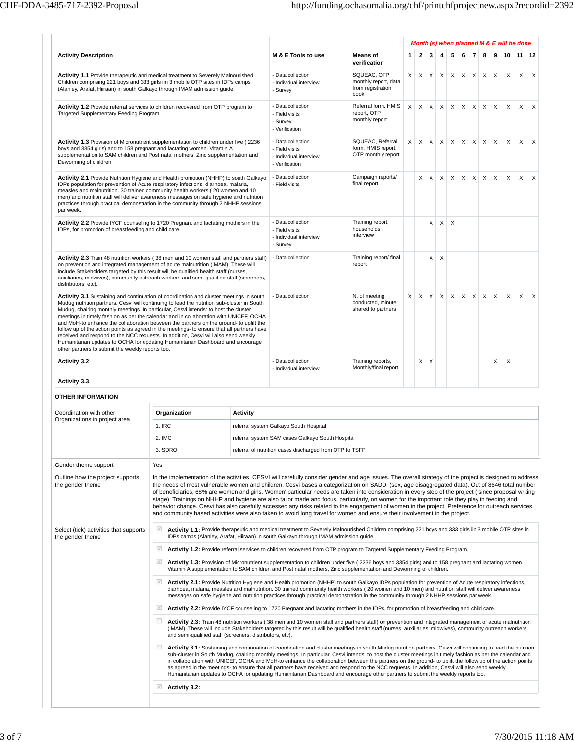| Activity Description | M & E Tools to use | Means of verification | *Month (s) when planned M & E will be done* | | | | | | | | | | | |
|---|---|---|---|---|---|---|---|---|---|---|---|---|---|---|
| | | | **1** | **2** | **3** | **4** | **5** | **6** | **7** | **8** | **9** | **10** | **11** | **12** |
| **Activity 1.1** Provide therapeutic and medical treatment to Severely Malnourished Children comprising 221 boys and 333 girls iin 3 mobile OTP sites in IDPs camps (Alanley, Arafat, Hiiraan) in south Galkayo through IMAM admission guide. | - Data collection<br>- Individual interview<br>- Survey | SQUEAC, OTP monthly report, data from registration book | X | X | X | X | X | X | X | X | X | X | X | X |
| **Activity 1.2** Provide referral services to children recovered from OTP program to Targeted Supplementary Feeding Program. | - Data collection<br>- Field visits<br>- Survey<br>- Verification | Referral form. HMIS report, OTP monthly report | X | X | X | X | X | X | X | X | X | X | X | X |
| **Activity 1.3** Provision of Micronutrient supplementation to children under five ( 2236 boys and 3354 girls) and to 158 pregnant and lactating women. Vitamin A supplementation to SAM children and Post natal mothers, Zinc supplementation and Deworming of children. | - Data collection<br>- Field visits<br>- Individual interview<br>- Verification | SQUEAC, Referral form. HMIS report, OTP monthly report | X | X | X | X | X | X | X | X | X | X | X | X |
| **Activity 2.1** Provide Nutrition Hygiene and Health promotion (NHHP) to south Galkayo IDPs population for prevention of Acute respiratory infections, diarrhoea, malaria, measles and malnutrition. 30 trained community health workers ( 20 women and 10 men) and nutrition staff will deliver awareness messages on safe hygiene and nutrition practices through practical demonstration in the community through 2 NHHP sessions par week. | - Data collection<br>- Field visits | Campaign reports/ final report | | X | X | X | X | X | X | X | X | X | X | X |
| **Activity 2.2** Provide IYCF counseling to 1720 Pregnant and lactating mothers in the IDPs, for promotion of breastfeeding and child care. | - Data collection<br>- Field visits<br>- Individual interview<br>- Survey | Training report, households interview | | | X | X | X | | | | | | | |
| **Activity 2.3** Train 48 nutrition workers ( 38 men and 10 women staff and partners staff) on prevention and integrated management of acute malnutrition (IMAM). These will include Stakeholders targeted by this result will be qualified health staff (nurses, auxiliaries, midwives), community outreach workers and semi-qualified staff (screeners, distributors, etc). | - Data collection | Training report/ final report | | | X | X | | | | | | | | |
| **Activity 3.1** Sustaining and continuation of coordination and cluster meetings in south Mudug nutrition partners. Cesvi will continuing to lead the nutrition sub-cluster in South Mudug, chairing monthly meetings. In particular, Cesvi intends: to host the cluster meetings in timely fashion as per the calendar and in collaboration with UNICEF, OCHA and MoH-to enhance the collaboration between the partners on the ground- to uplift the follow up of the action points as agreed in the meetings- to ensure that all partners have received and respond to the NCC requests. In addition, Cesvi will also send weekly Humanitarian updates to OCHA for updating Humanitarian Dashboard and encourage other partners to submit the weekly reports too. | - Data collection | N. of meeting conducted, minute shared to partners | X | X | X | X | X | X | X | X | X | X | X | X |
| **Activity 3.2** | - Data collection<br>- Individual interview | Training reports, Monthly/final report | | X | X | | | | | | X | X | | |
| **Activity 3.3** | | | | | | | | | | | | | | |

**OTHER INFORMATION**

**Coordination with other Organizations in project area**

| Organization | Activity |
|---|---|
| 1. IRC | referral system Galkayo South Hospital |
| 2. IMC | referral system SAM cases Galkayo South Hospital |
| 3. SDRO | referral of nutrition cases discharged from OTP to TSFP |

**Gender theme support:** Yes

**Outline how the project supports the gender theme**

In the implementation of the activities, CESVI will carefully consider gender and age issues. The overall strategy of the project is designed to address the needs of most vulnerable women and children. Cesvi bases a categorization on SADD; (sex, age disaggregated data). Out of 8646 total number of beneficiaries, 68% are women and girls. Women' particular needs are taken into consideration in every step of the project ( since proposal writing stage). Trainings on NHHP and hygiene are also tailor made and focus, particularly, on women for the important role they play in feeding and behavior change. Cesvi has also carefully accessed any risks related to the engagement of women in the project. Preference for outreach services and community based activities were also taken to avoid long travel for women and ensure their involvement in the project.

**Select (tick) activities that supports the gender theme**

- [x] **Activity 1.1:** Provide therapeutic and medical treatment to Severely Malnourished Children comprising 221 boys and 333 girls iin 3 mobile OTP sites in IDPs camps (Alanley, Arafat, Hiiraan) in south Galkayo through IMAM admission guide.
- [x] **Activity 1.2:** Provide referral services to children recovered from OTP program to Targeted Supplementary Feeding Program.
- [x] **Activity 1.3:** Provision of Micronutrient supplementation to children under five ( 2236 boys and 3354 girls) and to 158 pregnant and lactating women. Vitamin A supplementation to SAM children and Post natal mothers, Zinc supplementation and Deworming of children.
- [x] **Activity 2.1:** Provide Nutrition Hygiene and Health promotion (NHHP) to south Galkayo IDPs population for prevention of Acute respiratory infections, diarrhoea, malaria, measles and malnutrition. 30 trained community health workers ( 20 women and 10 men) and nutrition staff will deliver awareness messages on safe hygiene and nutrition practices through practical demonstration in the community through 2 NHHP sessions par week.
- [x] **Activity 2.2:** Provide IYCF counseling to 1720 Pregnant and lactating mothers in the IDPs, for promotion of breastfeeding and child care.
- [ ] **Activity 2.3:** Train 48 nutrition workers ( 38 men and 10 women staff and partners staff) on prevention and integrated management of acute malnutrition (IMAM). These will include Stakeholders targeted by this result will be qualified health staff (nurses, auxiliaries, midwives), community outreach workers and semi-qualified staff (screeners, distributors, etc).
- [ ] **Activity 3.1:** Sustaining and continuation of coordination and cluster meetings in south Mudug nutrition partners. Cesvi will continuing to lead the nutrition sub-cluster in South Mudug, chairing monthly meetings. In particular, Cesvi intends: to host the cluster meetings in timely fashion as per the calendar and in collaboration with UNICEF, OCHA and MoH-to enhance the collaboration between the partners on the ground- to uplift the follow up of the action points as agreed in the meetings- to ensure that all partners have received and respond to the NCC requests. In addition, Cesvi will also send weekly Humanitarian updates to OCHA for updating Humanitarian Dashboard and encourage other partners to submit the weekly reports too.
- [x] **Activity 3.2:**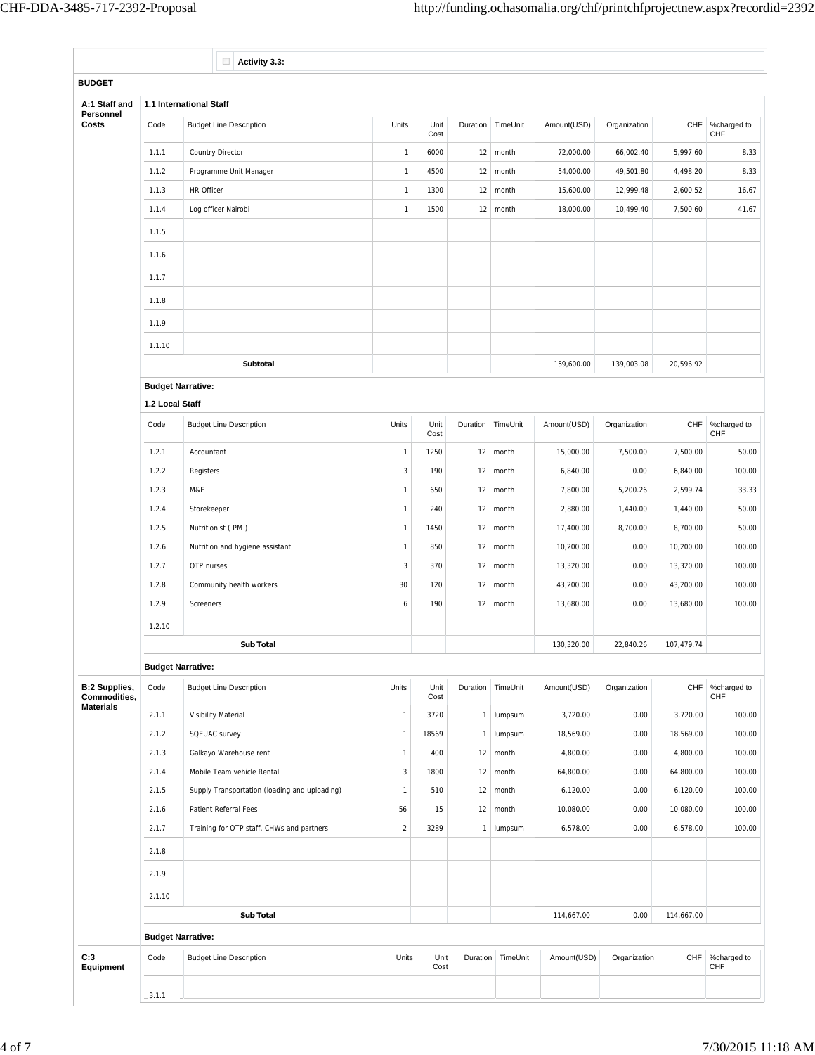☐ **Activity 3.3:**

## BUDGET

### A:1 Staff and Personnel Costs

#### 1.1 International Staff

| Code | Budget Line Description | Units | Unit Cost | Duration | TimeUnit | Amount(USD) | Organization | CHF | %charged to CHF |
|---|---|---|---|---|---|---|---|---|---|
| 1.1.1 | Country Director | 1 | 6000 | 12 | month | 72,000.00 | 66,002.40 | 5,997.60 | 8.33 |
| 1.1.2 | Programme Unit Manager | 1 | 4500 | 12 | month | 54,000.00 | 49,501.80 | 4,498.20 | 8.33 |
| 1.1.3 | HR Officer | 1 | 1300 | 12 | month | 15,600.00 | 12,999.48 | 2,600.52 | 16.67 |
| 1.1.4 | Log officer Nairobi | 1 | 1500 | 12 | month | 18,000.00 | 10,499.40 | 7,500.60 | 41.67 |
| 1.1.5 | | | | | | | | | |
| 1.1.6 | | | | | | | | | |
| 1.1.7 | | | | | | | | | |
| 1.1.8 | | | | | | | | | |
| 1.1.9 | | | | | | | | | |
| 1.1.10 | | | | | | | | | |
| | **Subtotal** | | | | | 159,600.00 | 139,003.08 | 20,596.92 | |

**Budget Narrative:**

#### 1.2 Local Staff

| Code | Budget Line Description | Units | Unit Cost | Duration | TimeUnit | Amount(USD) | Organization | CHF | %charged to CHF |
|---|---|---|---|---|---|---|---|---|---|
| 1.2.1 | Accountant | 1 | 1250 | 12 | month | 15,000.00 | 7,500.00 | 7,500.00 | 50.00 |
| 1.2.2 | Registers | 3 | 190 | 12 | month | 6,840.00 | 0.00 | 6,840.00 | 100.00 |
| 1.2.3 | M&E | 1 | 650 | 12 | month | 7,800.00 | 5,200.26 | 2,599.74 | 33.33 |
| 1.2.4 | Storekeeper | 1 | 240 | 12 | month | 2,880.00 | 1,440.00 | 1,440.00 | 50.00 |
| 1.2.5 | Nutritionist ( PM ) | 1 | 1450 | 12 | month | 17,400.00 | 8,700.00 | 8,700.00 | 50.00 |
| 1.2.6 | Nutrition and hygiene assistant | 1 | 850 | 12 | month | 10,200.00 | 0.00 | 10,200.00 | 100.00 |
| 1.2.7 | OTP nurses | 3 | 370 | 12 | month | 13,320.00 | 0.00 | 13,320.00 | 100.00 |
| 1.2.8 | Community health workers | 30 | 120 | 12 | month | 43,200.00 | 0.00 | 43,200.00 | 100.00 |
| 1.2.9 | Screeners | 6 | 190 | 12 | month | 13,680.00 | 0.00 | 13,680.00 | 100.00 |
| 1.2.10 | | | | | | | | | |
| | **Sub Total** | | | | | 130,320.00 | 22,840.26 | 107,479.74 | |

**Budget Narrative:**

### B:2 Supplies, Commodities, Materials

| Code | Budget Line Description | Units | Unit Cost | Duration | TimeUnit | Amount(USD) | Organization | CHF | %charged to CHF |
|---|---|---|---|---|---|---|---|---|---|
| 2.1.1 | Visibility Material | 1 | 3720 | 1 | lumpsum | 3,720.00 | 0.00 | 3,720.00 | 100.00 |
| 2.1.2 | SQEUAC survey | 1 | 18569 | 1 | lumpsum | 18,569.00 | 0.00 | 18,569.00 | 100.00 |
| 2.1.3 | Galkayo Warehouse rent | 1 | 400 | 12 | month | 4,800.00 | 0.00 | 4,800.00 | 100.00 |
| 2.1.4 | Mobile Team vehicle Rental | 3 | 1800 | 12 | month | 64,800.00 | 0.00 | 64,800.00 | 100.00 |
| 2.1.5 | Supply Transportation (loading and uploading) | 1 | 510 | 12 | month | 6,120.00 | 0.00 | 6,120.00 | 100.00 |
| 2.1.6 | Patient Referral Fees | 56 | 15 | 12 | month | 10,080.00 | 0.00 | 10,080.00 | 100.00 |
| 2.1.7 | Training for OTP staff, CHWs and partners | 2 | 3289 | 1 | lumpsum | 6,578.00 | 0.00 | 6,578.00 | 100.00 |
| 2.1.8 | | | | | | | | | |
| 2.1.9 | | | | | | | | | |
| 2.1.10 | | | | | | | | | |
| | **Sub Total** | | | | | 114,667.00 | 0.00 | 114,667.00 | |

**Budget Narrative:**

### C:3 Equipment

| Code | Budget Line Description | Units | Unit Cost | Duration | TimeUnit | Amount(USD) | Organization | CHF | %charged to CHF |
|---|---|---|---|---|---|---|---|---|---|
| 3.1.1 | | | | | | | | | |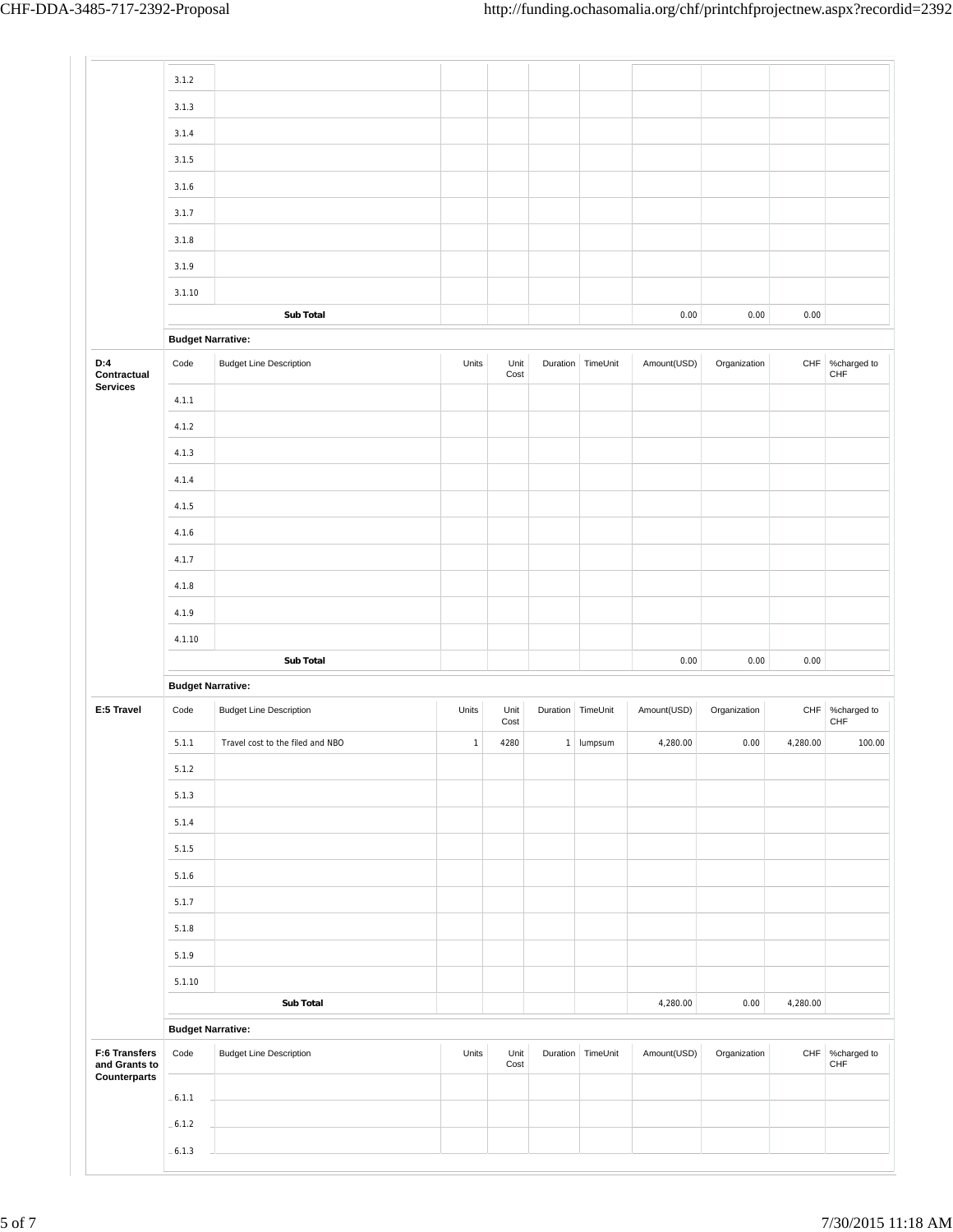| | Code | Budget Line Description | Units | Unit Cost | Duration | TimeUnit | Amount(USD) | Organization | CHF | %charged to CHF |
|---|---|---|---|---|---|---|---|---|---|---|
| | 3.1.2 | | | | | | | | | |
| | 3.1.3 | | | | | | | | | |
| | 3.1.4 | | | | | | | | | |
| | 3.1.5 | | | | | | | | | |
| | 3.1.6 | | | | | | | | | |
| | 3.1.7 | | | | | | | | | |
| | 3.1.8 | | | | | | | | | |
| | 3.1.9 | | | | | | | | | |
| | 3.1.10 | | | | | | | | | |
| | | **Sub Total** | | | | | 0.00 | 0.00 | 0.00 | |

**Budget Narrative:**

| D:4 Contractual Services | Code | Budget Line Description | Units | Unit Cost | Duration | TimeUnit | Amount(USD) | Organization | CHF | %charged to CHF |
|---|---|---|---|---|---|---|---|---|---|---|
| | 4.1.1 | | | | | | | | | |
| | 4.1.2 | | | | | | | | | |
| | 4.1.3 | | | | | | | | | |
| | 4.1.4 | | | | | | | | | |
| | 4.1.5 | | | | | | | | | |
| | 4.1.6 | | | | | | | | | |
| | 4.1.7 | | | | | | | | | |
| | 4.1.8 | | | | | | | | | |
| | 4.1.9 | | | | | | | | | |
| | 4.1.10 | | | | | | | | | |
| | | **Sub Total** | | | | | 0.00 | 0.00 | 0.00 | |

**Budget Narrative:**

| E:5 Travel | Code | Budget Line Description | Units | Unit Cost | Duration | TimeUnit | Amount(USD) | Organization | CHF | %charged to CHF |
|---|---|---|---|---|---|---|---|---|---|---|
| | 5.1.1 | Travel cost to the filed and NBO | 1 | 4280 | 1 | lumpsum | 4,280.00 | 0.00 | 4,280.00 | 100.00 |
| | 5.1.2 | | | | | | | | | |
| | 5.1.3 | | | | | | | | | |
| | 5.1.4 | | | | | | | | | |
| | 5.1.5 | | | | | | | | | |
| | 5.1.6 | | | | | | | | | |
| | 5.1.7 | | | | | | | | | |
| | 5.1.8 | | | | | | | | | |
| | 5.1.9 | | | | | | | | | |
| | 5.1.10 | | | | | | | | | |
| | | **Sub Total** | | | | | 4,280.00 | 0.00 | 4,280.00 | |

**Budget Narrative:**

| F:6 Transfers and Grants to Counterparts | Code | Budget Line Description | Units | Unit Cost | Duration | TimeUnit | Amount(USD) | Organization | CHF | %charged to CHF |
|---|---|---|---|---|---|---|---|---|---|---|
| | 6.1.1 | | | | | | | | | |
| | 6.1.2 | | | | | | | | | |
| | 6.1.3 | | | | | | | | | |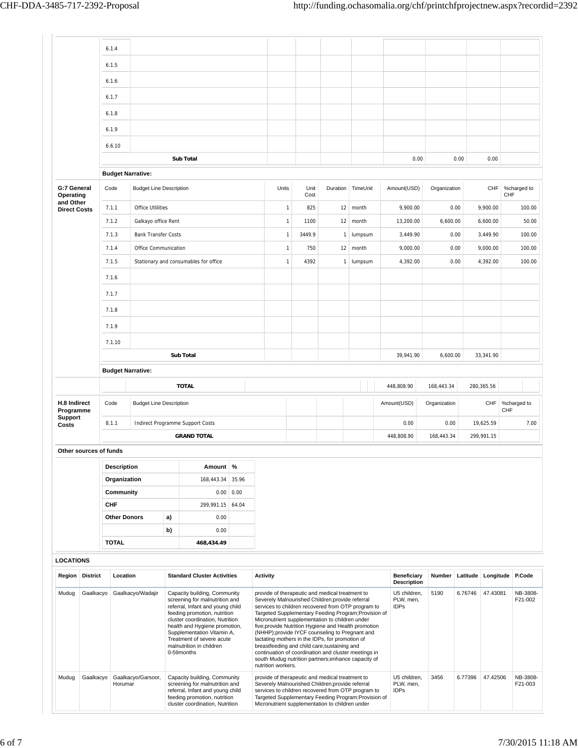| | Code | Budget Line Description | Units | Unit Cost | Duration | TimeUnit | Amount(USD) | Organization | CHF | %charged to CHF |
|---|---|---|---|---|---|---|---|---|---|---|
| | 6.1.4 | | | | | | | | | |
| | 6.1.5 | | | | | | | | | |
| | 6.1.6 | | | | | | | | | |
| | 6.1.7 | | | | | | | | | |
| | 6.1.8 | | | | | | | | | |
| | 6.1.9 | | | | | | | | | |
| | 6.6.10 | | | | | | | | | |
| | | **Sub Total** | | | | | 0.00 | 0.00 | 0.00 | |
| | **Budget Narrative:** | | | | | | | | | |

| | Code | Budget Line Description | Units | Unit Cost | Duration | TimeUnit | Amount(USD) | Organization | CHF | %charged to CHF |
|---|---|---|---|---|---|---|---|---|---|---|
| **G:7 General Operating and Other Direct Costs** | 7.1.1 | Office Utlilities | 1 | 825 | 12 | month | 9,900.00 | 0.00 | 9,900.00 | 100.00 |
| | 7.1.2 | Galkayo office Rent | 1 | 1100 | 12 | month | 13,200.00 | 6,600.00 | 6,600.00 | 50.00 |
| | 7.1.3 | Bank Transfer Costs | 1 | 3449.9 | 1 | lumpsum | 3,449.90 | 0.00 | 3,449.90 | 100.00 |
| | 7.1.4 | Office Communication | 1 | 750 | 12 | month | 9,000.00 | 0.00 | 9,000.00 | 100.00 |
| | 7.1.5 | Stationary and consumables for office | 1 | 4392 | 1 | lumpsum | 4,392.00 | 0.00 | 4,392.00 | 100.00 |
| | 7.1.6 | | | | | | | | | |
| | 7.1.7 | | | | | | | | | |
| | 7.1.8 | | | | | | | | | |
| | 7.1.9 | | | | | | | | | |
| | 7.1.10 | | | | | | | | | |
| | | **Sub Total** | | | | | 39,941.90 | 6,600.00 | 33,341.90 | |
| | **Budget Narrative:** | | | | | | | | | |
| | | **TOTAL** | | | | | 448,808.90 | 168,443.34 | 280,365.56 | |

| | Code | Budget Line Description | Amount(USD) | Organization | CHF | %charged to CHF |
|---|---|---|---|---|---|---|
| **H.8 Indirect Programme Support Costs** | 8.1.1 | Indirect Programme Support Costs | 0.00 | 0.00 | 19,625.59 | 7.00 |
| | | **GRAND TOTAL** | 448,808.90 | 168,443.34 | 299,991.15 | |

**Other sources of funds**

| Description | | Amount | % |
|---|---|---|---|
| **Organization** | | 168,443.34 | 35.96 |
| **Community** | | 0.00 | 0.00 |
| **CHF** | | 299,991.15 | 64.04 |
| **Other Donors** | **a)** | 0.00 | |
| | **b)** | 0.00 | |
| **TOTAL** | | **468,434.49** | |

**LOCATIONS**

| Region | District | Location | Standard Cluster Activities | Activity | Beneficiary Description | Number | Latitude | Longitude | P.Code |
|---|---|---|---|---|---|---|---|---|---|
| Mudug | Gaalkacyo | Gaalkacyo/Wadajir | Capacity building, Community screening for malnutrition and referral, Infant and young child feeding promotion, nutrition cluster coordination, Nutrition health and Hygiene promotion, Supplementation Vitamin A, Treatment of severe acute malnutrition in children 0-59months | provide of therapeutic and medical treatment to Severely Malnourished Children;provide referral services to children recovered from OTP program to Targeted Supplementary Feeding Program;Provision of Micronutrient supplementation to children under five;provide Nutrition Hygiene and Health promotion (NHHP);provide IYCF counseling to Pregnant and lactating mothers in the IDPs, for promotion of breastfeeding and child care;sustaining and continuation of coordination and cluster meetings in south Mudug nutrition partners;enhance capacity of nutrition workers. | U5 children, PLW, men, IDPs | 5190 | 6.76746 | 47.43081 | NB-3808-F21-002 |
| Mudug | Gaalkacyo | Gaalkacyo/Garsoor, Horumar | Capacity building, Community screening for malnutrition and referral, Infant and young child feeding promotion, nutrition cluster coordination, Nutrition | provide of therapeutic and medical treatment to Severely Malnourished Children;provide referral services to children recovered from OTP program to Targeted Supplementary Feeding Program;Provision of Micronutrient supplementation to children under | U5 children, PLW, men, IDPs | 3456 | 6.77396 | 47.42506 | NB-3808-F21-003 |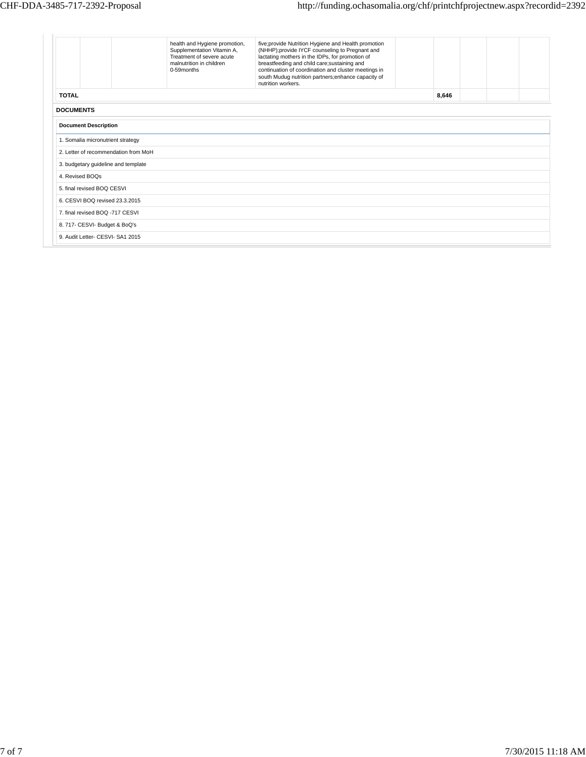| | | | | | | | | | |
|---|---|---|---|---|---|---|---|---|---|
| | | | health and Hygiene promotion, Supplementation Vitamin A, Treatment of severe acute malnutrition in children 0-59months | five;provide Nutrition Hygiene and Health promotion (NHHP);provide IYCF counseling to Pregnant and lactating mothers in the IDPs, for promotion of breastfeeding and child care;sustaining and continuation of coordination and cluster meetings in south Mudug nutrition partners;enhance capacity of nutrition workers. | | | | | |
| **TOTAL** | | | | | | **8,646** | | | |

**DOCUMENTS**

| **Document Description** |
|---|
| 1. Somalia micronutrient strategy |
| 2. Letter of recommendation from MoH |
| 3. budgetary guideline and template |
| 4. Revised BOQs |
| 5. final revised BOQ CESVI |
| 6. CESVI BOQ revised 23.3.2015 |
| 7. final revised BOQ -717 CESVI |
| 8. 717- CESVI- Budget & BoQ's |
| 9. Audit Letter- CESVI- SA1 2015 |